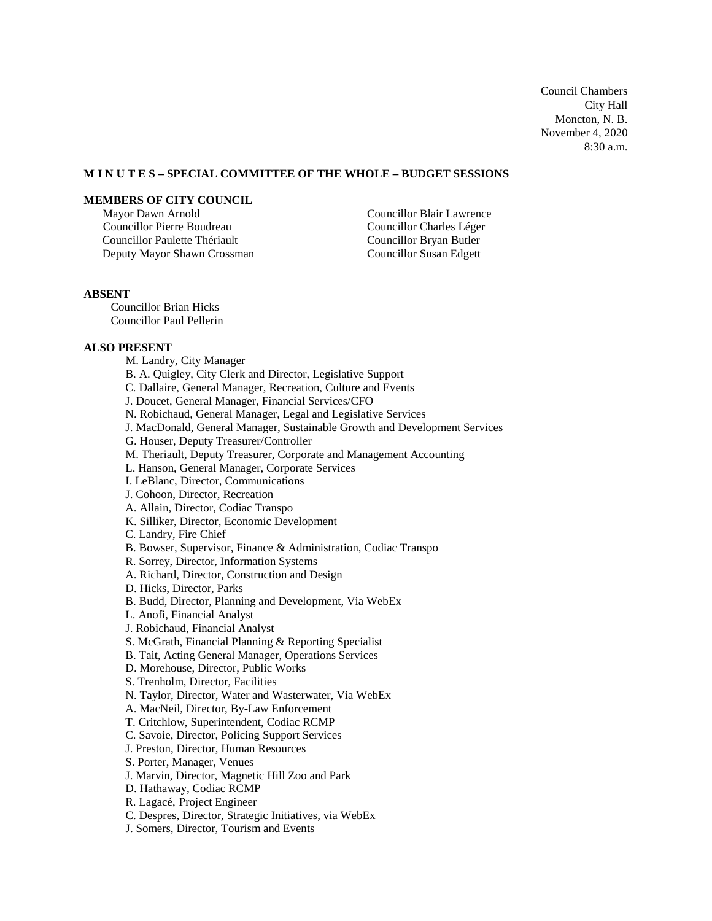Council Chambers
City Hall
Moncton, N. B.
November 4, 2020
8:30 a.m.

**M I N U T E S – SPECIAL COMMITTEE OF THE WHOLE – BUDGET SESSIONS**

**MEMBERS OF CITY COUNCIL**

Mayor Dawn Arnold
Councillor Pierre Boudreau
Councillor Paulette Thériault
Deputy Mayor Shawn Crossman
Councillor Blair Lawrence
Councillor Charles Léger
Councillor Bryan Butler
Councillor Susan Edgett

**ABSENT**

Councillor Brian Hicks
Councillor Paul Pellerin

**ALSO PRESENT**

M. Landry, City Manager
B. A. Quigley, City Clerk and Director, Legislative Support
C. Dallaire, General Manager, Recreation, Culture and Events
J. Doucet, General Manager, Financial Services/CFO
N. Robichaud, General Manager, Legal and Legislative Services
J. MacDonald, General Manager, Sustainable Growth and Development Services
G. Houser, Deputy Treasurer/Controller
M. Theriault, Deputy Treasurer, Corporate and Management Accounting
L. Hanson, General Manager, Corporate Services
I. LeBlanc, Director, Communications
J. Cohoon, Director, Recreation
A. Allain, Director, Codiac Transpo
K. Silliker, Director, Economic Development
C. Landry, Fire Chief
B. Bowser, Supervisor, Finance & Administration, Codiac Transpo
R. Sorrey, Director, Information Systems
A. Richard, Director, Construction and Design
D. Hicks, Director, Parks
B. Budd, Director, Planning and Development, Via WebEx
L. Anofi, Financial Analyst
J. Robichaud, Financial Analyst
S. McGrath, Financial Planning & Reporting Specialist
B. Tait, Acting General Manager, Operations Services
D. Morehouse, Director, Public Works
S. Trenholm, Director, Facilities
N. Taylor, Director, Water and Wasterwater, Via WebEx
A. MacNeil, Director, By-Law Enforcement
T. Critchlow, Superintendent, Codiac RCMP
C. Savoie, Director, Policing Support Services
J. Preston, Director, Human Resources
S. Porter, Manager, Venues
J. Marvin, Director, Magnetic Hill Zoo and Park
D. Hathaway, Codiac RCMP
R. Lagacé, Project Engineer
C. Despres, Director, Strategic Initiatives, via WebEx
J. Somers, Director, Tourism and Events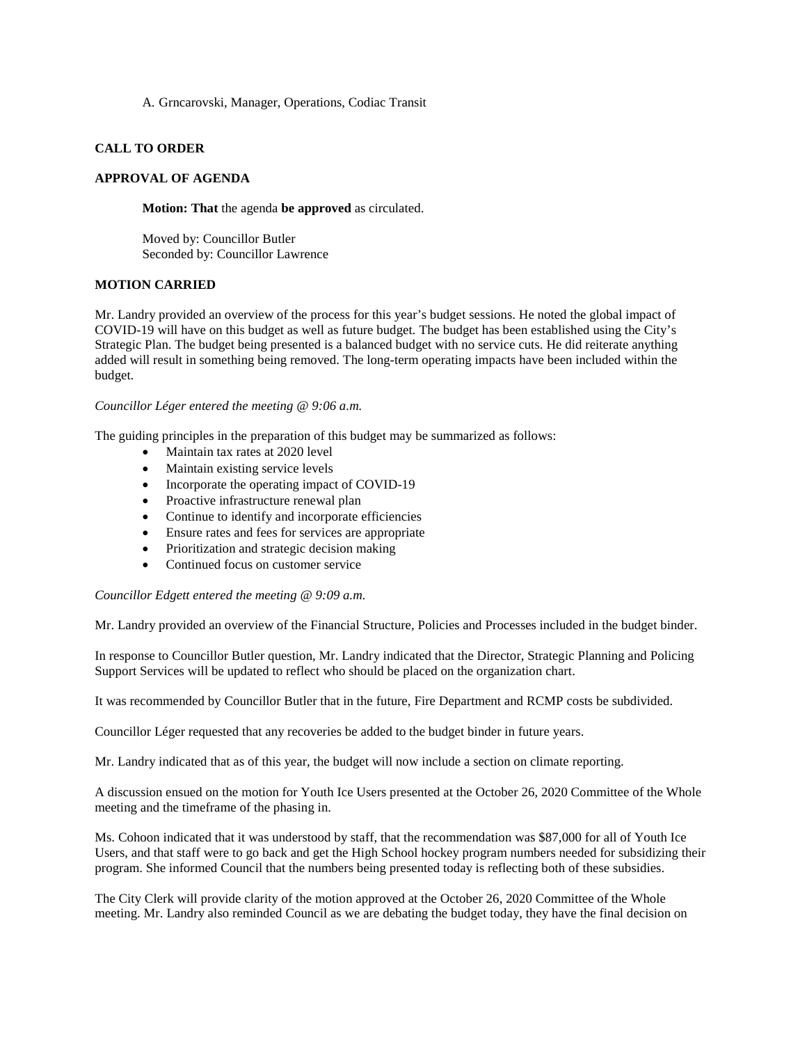A. Grncarovski, Manager, Operations, Codiac Transit

**CALL TO ORDER**

**APPROVAL OF AGENDA**

**Motion: That** the agenda **be approved** as circulated.

Moved by: Councillor Butler
Seconded by: Councillor Lawrence

**MOTION CARRIED**

Mr. Landry provided an overview of the process for this year's budget sessions. He noted the global impact of COVID-19 will have on this budget as well as future budget. The budget has been established using the City's Strategic Plan. The budget being presented is a balanced budget with no service cuts. He did reiterate anything added will result in something being removed. The long-term operating impacts have been included within the budget.

*Councillor Léger entered the meeting @ 9:06 a.m.*

The guiding principles in the preparation of this budget may be summarized as follows:

- Maintain tax rates at 2020 level
- Maintain existing service levels
- Incorporate the operating impact of COVID-19
- Proactive infrastructure renewal plan
- Continue to identify and incorporate efficiencies
- Ensure rates and fees for services are appropriate
- Prioritization and strategic decision making
- Continued focus on customer service

*Councillor Edgett entered the meeting @ 9:09 a.m.*

Mr. Landry provided an overview of the Financial Structure, Policies and Processes included in the budget binder.

In response to Councillor Butler question, Mr. Landry indicated that the Director, Strategic Planning and Policing Support Services will be updated to reflect who should be placed on the organization chart.

It was recommended by Councillor Butler that in the future, Fire Department and RCMP costs be subdivided.

Councillor Léger requested that any recoveries be added to the budget binder in future years.

Mr. Landry indicated that as of this year, the budget will now include a section on climate reporting.

A discussion ensued on the motion for Youth Ice Users presented at the October 26, 2020 Committee of the Whole meeting and the timeframe of the phasing in.

Ms. Cohoon indicated that it was understood by staff, that the recommendation was $87,000 for all of Youth Ice Users, and that staff were to go back and get the High School hockey program numbers needed for subsidizing their program. She informed Council that the numbers being presented today is reflecting both of these subsidies.

The City Clerk will provide clarity of the motion approved at the October 26, 2020 Committee of the Whole meeting. Mr. Landry also reminded Council as we are debating the budget today, they have the final decision on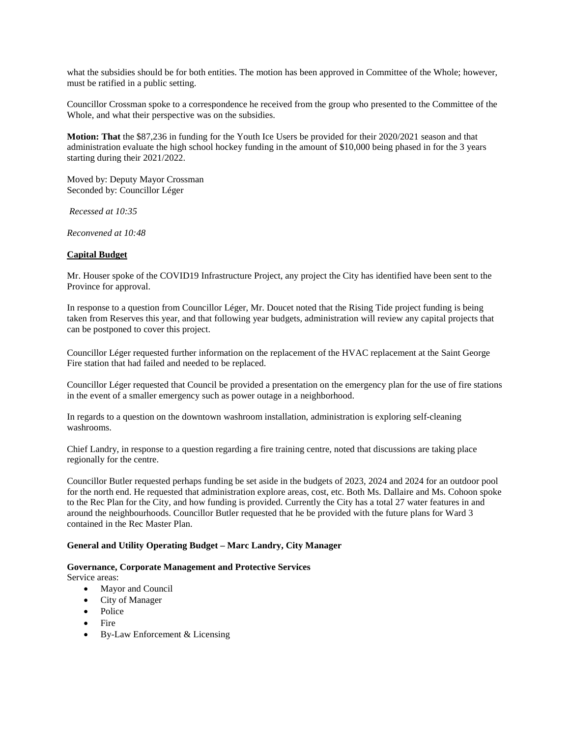what the subsidies should be for both entities. The motion has been approved in Committee of the Whole; however, must be ratified in a public setting.

Councillor Crossman spoke to a correspondence he received from the group who presented to the Committee of the Whole, and what their perspective was on the subsidies.

**Motion: That** the $87,236 in funding for the Youth Ice Users be provided for their 2020/2021 season and that administration evaluate the high school hockey funding in the amount of $10,000 being phased in for the 3 years starting during their 2021/2022.

Moved by: Deputy Mayor Crossman
Seconded by: Councillor Léger

*Recessed at 10:35*

*Reconvened at 10:48*

**Capital Budget**

Mr. Houser spoke of the COVID19 Infrastructure Project, any project the City has identified have been sent to the Province for approval.

In response to a question from Councillor Léger, Mr. Doucet noted that the Rising Tide project funding is being taken from Reserves this year, and that following year budgets, administration will review any capital projects that can be postponed to cover this project.

Councillor Léger requested further information on the replacement of the HVAC replacement at the Saint George Fire station that had failed and needed to be replaced.

Councillor Léger requested that Council be provided a presentation on the emergency plan for the use of fire stations in the event of a smaller emergency such as power outage in a neighborhood.

In regards to a question on the downtown washroom installation, administration is exploring self-cleaning washrooms.

Chief Landry, in response to a question regarding a fire training centre, noted that discussions are taking place regionally for the centre.

Councillor Butler requested perhaps funding be set aside in the budgets of 2023, 2024 and 2024 for an outdoor pool for the north end. He requested that administration explore areas, cost, etc. Both Ms. Dallaire and Ms. Cohoon spoke to the Rec Plan for the City, and how funding is provided. Currently the City has a total 27 water features in and around the neighbourhoods. Councillor Butler requested that he be provided with the future plans for Ward 3 contained in the Rec Master Plan.

**General and Utility Operating Budget – Marc Landry, City Manager**

**Governance, Corporate Management and Protective Services**
Service areas:

- Mayor and Council
- City of Manager
- Police
- Fire
- By-Law Enforcement & Licensing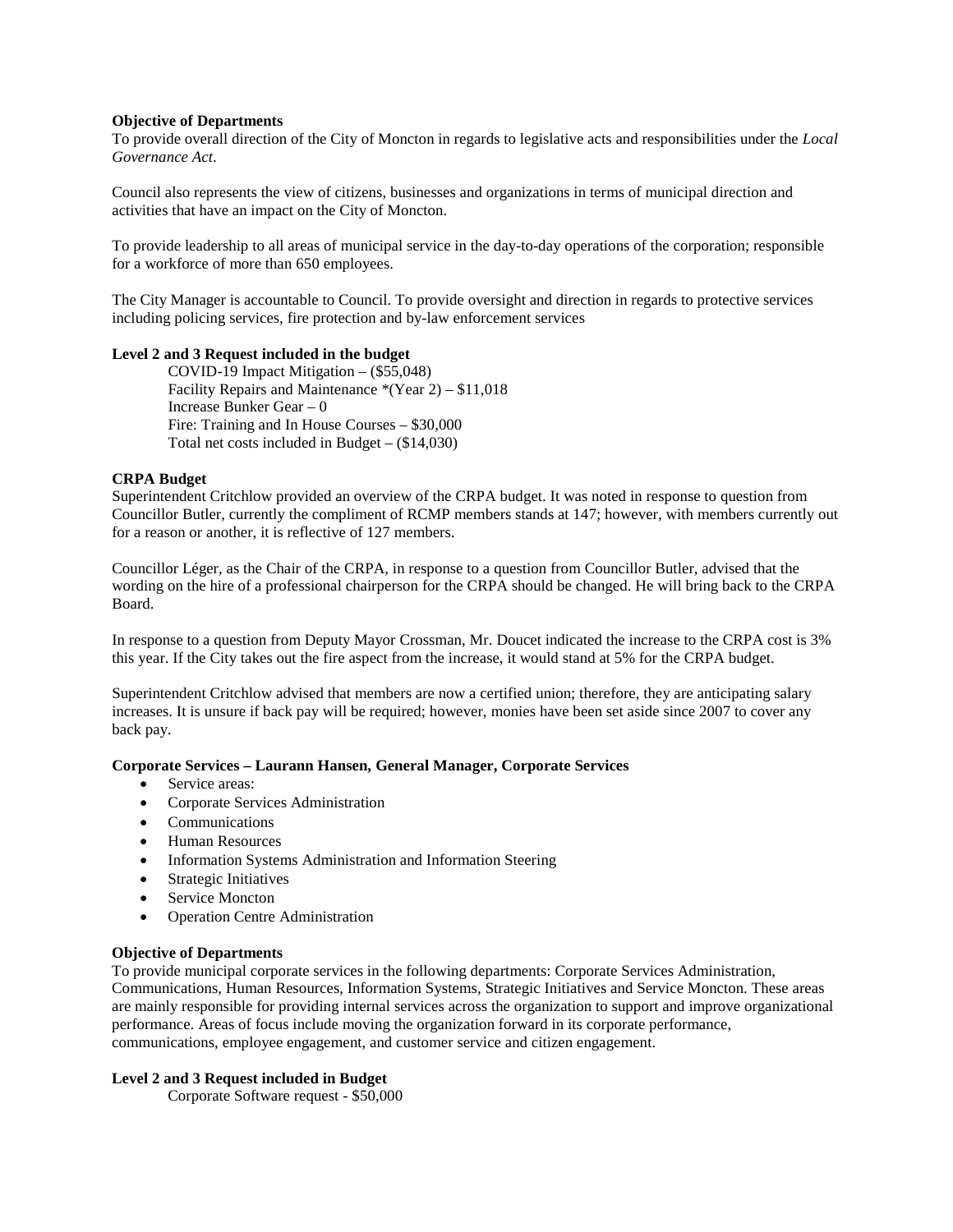**Objective of Departments**

To provide overall direction of the City of Moncton in regards to legislative acts and responsibilities under the *Local Governance Act*.

Council also represents the view of citizens, businesses and organizations in terms of municipal direction and activities that have an impact on the City of Moncton.

To provide leadership to all areas of municipal service in the day-to-day operations of the corporation; responsible for a workforce of more than 650 employees.

The City Manager is accountable to Council. To provide oversight and direction in regards to protective services including policing services, fire protection and by-law enforcement services

**Level 2 and 3 Request included in the budget**

COVID-19 Impact Mitigation – ($55,048)
Facility Repairs and Maintenance *(Year 2) – $11,018
Increase Bunker Gear – 0
Fire: Training and In House Courses – $30,000
Total net costs included in Budget – ($14,030)

**CRPA Budget**

Superintendent Critchlow provided an overview of the CRPA budget. It was noted in response to question from Councillor Butler, currently the compliment of RCMP members stands at 147; however, with members currently out for a reason or another, it is reflective of 127 members.

Councillor Léger, as the Chair of the CRPA, in response to a question from Councillor Butler, advised that the wording on the hire of a professional chairperson for the CRPA should be changed. He will bring back to the CRPA Board.

In response to a question from Deputy Mayor Crossman, Mr. Doucet indicated the increase to the CRPA cost is 3% this year. If the City takes out the fire aspect from the increase, it would stand at 5% for the CRPA budget.

Superintendent Critchlow advised that members are now a certified union; therefore, they are anticipating salary increases. It is unsure if back pay will be required; however, monies have been set aside since 2007 to cover any back pay.

**Corporate Services – Laurann Hansen, General Manager, Corporate Services**

- Service areas:
- Corporate Services Administration
- Communications
- Human Resources
- Information Systems Administration and Information Steering
- Strategic Initiatives
- Service Moncton
- Operation Centre Administration

**Objective of Departments**

To provide municipal corporate services in the following departments: Corporate Services Administration, Communications, Human Resources, Information Systems, Strategic Initiatives and Service Moncton. These areas are mainly responsible for providing internal services across the organization to support and improve organizational performance. Areas of focus include moving the organization forward in its corporate performance, communications, employee engagement, and customer service and citizen engagement.

**Level 2 and 3 Request included in Budget**

Corporate Software request - $50,000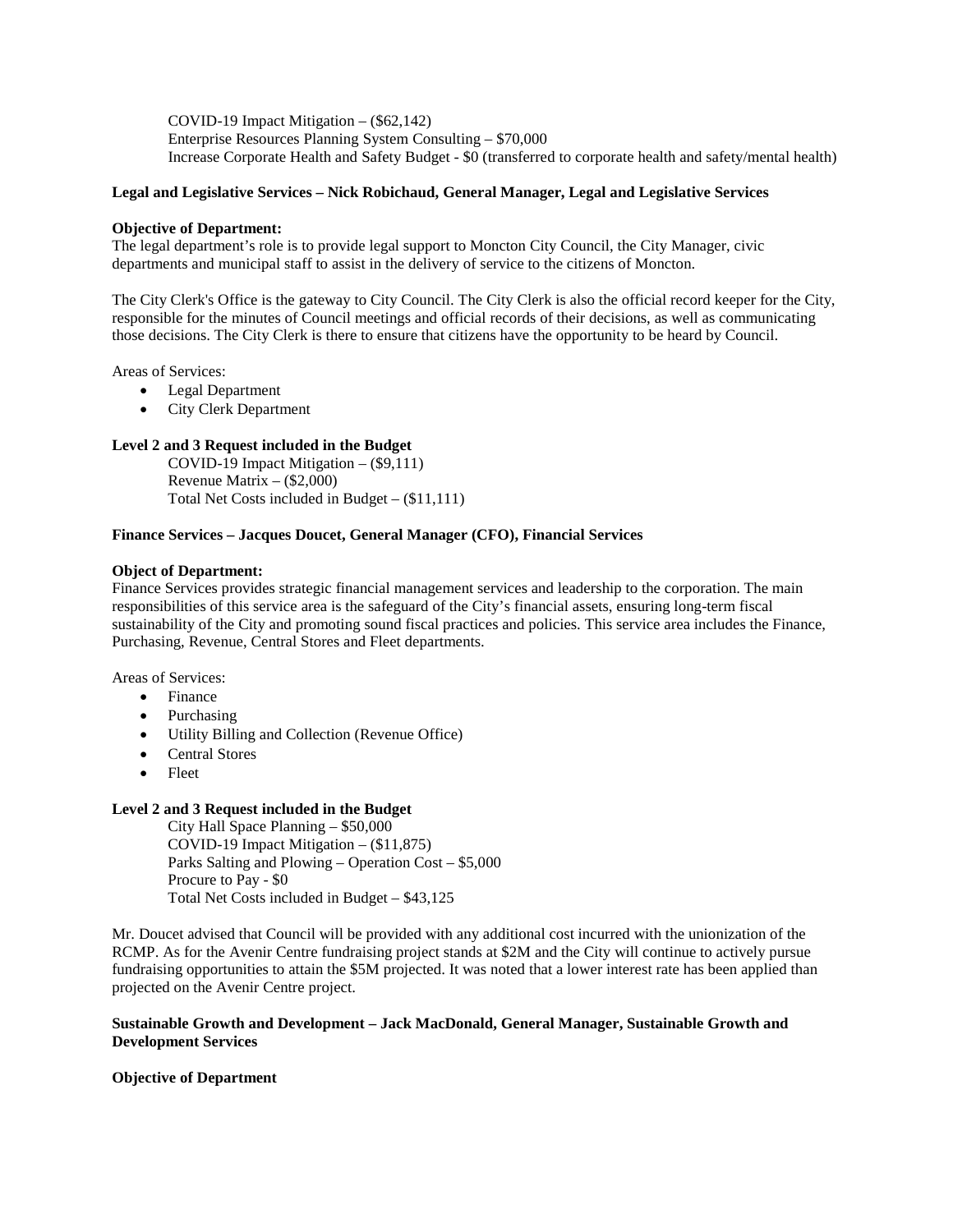COVID-19 Impact Mitigation – ($62,142)
Enterprise Resources Planning System Consulting – $70,000
Increase Corporate Health and Safety Budget - $0 (transferred to corporate health and safety/mental health)

**Legal and Legislative Services – Nick Robichaud, General Manager, Legal and Legislative Services**

**Objective of Department:**
The legal department's role is to provide legal support to Moncton City Council, the City Manager, civic departments and municipal staff to assist in the delivery of service to the citizens of Moncton.

The City Clerk's Office is the gateway to City Council. The City Clerk is also the official record keeper for the City, responsible for the minutes of Council meetings and official records of their decisions, as well as communicating those decisions. The City Clerk is there to ensure that citizens have the opportunity to be heard by Council.

Areas of Services:

- Legal Department
- City Clerk Department

**Level 2 and 3 Request included in the Budget**

COVID-19 Impact Mitigation – ($9,111)
Revenue Matrix – ($2,000)
Total Net Costs included in Budget – ($11,111)

**Finance Services – Jacques Doucet, General Manager (CFO), Financial Services**

**Object of Department:**
Finance Services provides strategic financial management services and leadership to the corporation. The main responsibilities of this service area is the safeguard of the City's financial assets, ensuring long-term fiscal sustainability of the City and promoting sound fiscal practices and policies. This service area includes the Finance, Purchasing, Revenue, Central Stores and Fleet departments.

Areas of Services:

- Finance
- Purchasing
- Utility Billing and Collection (Revenue Office)
- Central Stores
- Fleet

**Level 2 and 3 Request included in the Budget**

City Hall Space Planning – $50,000
COVID-19 Impact Mitigation – ($11,875)
Parks Salting and Plowing – Operation Cost – $5,000
Procure to Pay - $0
Total Net Costs included in Budget – $43,125

Mr. Doucet advised that Council will be provided with any additional cost incurred with the unionization of the RCMP. As for the Avenir Centre fundraising project stands at $2M and the City will continue to actively pursue fundraising opportunities to attain the $5M projected. It was noted that a lower interest rate has been applied than projected on the Avenir Centre project.

**Sustainable Growth and Development – Jack MacDonald, General Manager, Sustainable Growth and Development Services**

**Objective of Department**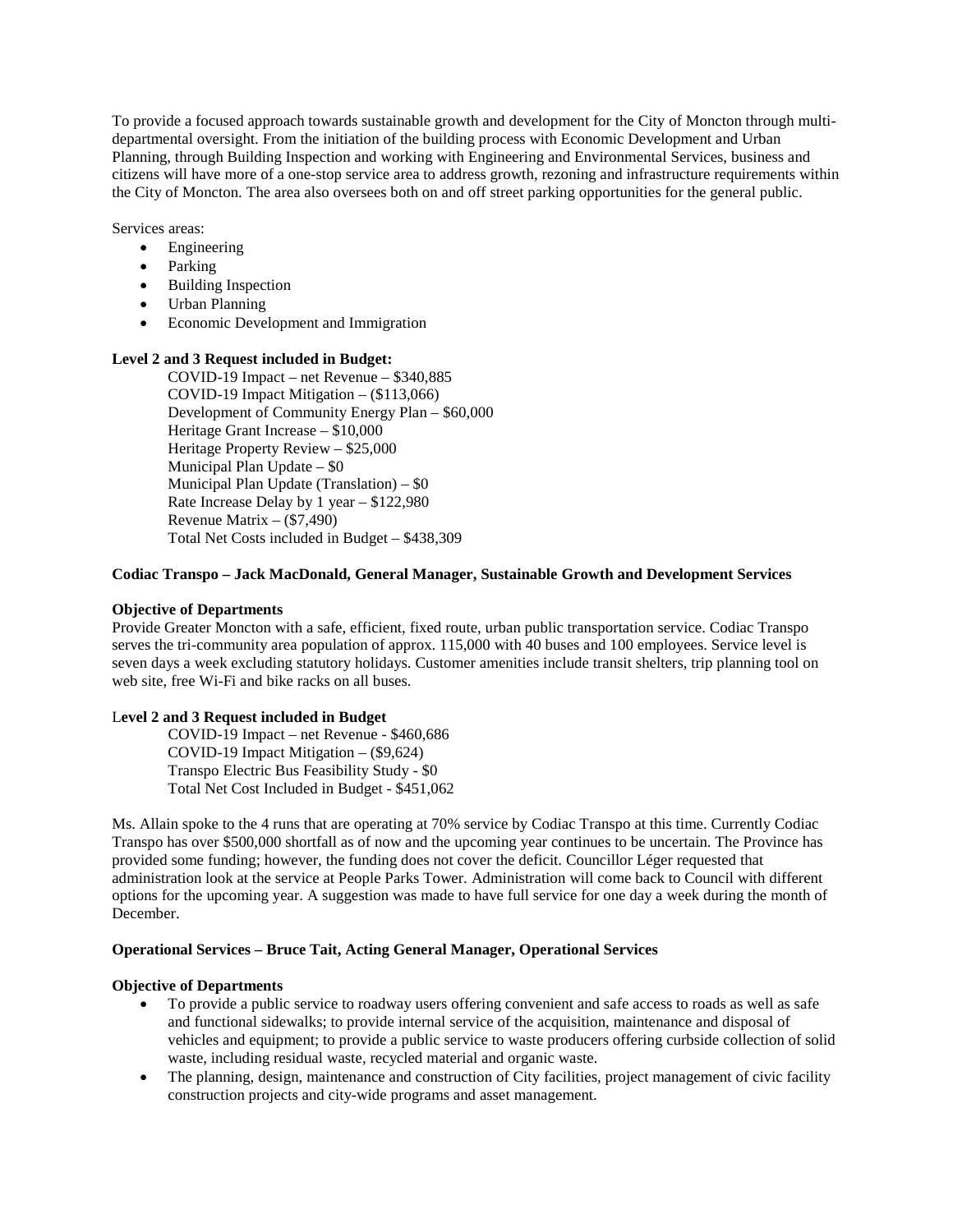To provide a focused approach towards sustainable growth and development for the City of Moncton through multi-departmental oversight. From the initiation of the building process with Economic Development and Urban Planning, through Building Inspection and working with Engineering and Environmental Services, business and citizens will have more of a one-stop service area to address growth, rezoning and infrastructure requirements within the City of Moncton. The area also oversees both on and off street parking opportunities for the general public.

Services areas:

- Engineering
- Parking
- Building Inspection
- Urban Planning
- Economic Development and Immigration

**Level 2 and 3 Request included in Budget:**

COVID-19 Impact – net Revenue – $340,885
COVID-19 Impact Mitigation – ($113,066)
Development of Community Energy Plan – $60,000
Heritage Grant Increase – $10,000
Heritage Property Review – $25,000
Municipal Plan Update – $0
Municipal Plan Update (Translation) – $0
Rate Increase Delay by 1 year – $122,980
Revenue Matrix – ($7,490)
Total Net Costs included in Budget – $438,309

**Codiac Transpo – Jack MacDonald, General Manager, Sustainable Growth and Development Services**

**Objective of Departments**

Provide Greater Moncton with a safe, efficient, fixed route, urban public transportation service. Codiac Transpo serves the tri-community area population of approx. 115,000 with 40 buses and 100 employees. Service level is seven days a week excluding statutory holidays. Customer amenities include transit shelters, trip planning tool on web site, free Wi-Fi and bike racks on all buses.

**Level 2 and 3 Request included in Budget**

COVID-19 Impact – net Revenue - $460,686
COVID-19 Impact Mitigation – ($9,624)
Transpo Electric Bus Feasibility Study - $0
Total Net Cost Included in Budget - $451,062

Ms. Allain spoke to the 4 runs that are operating at 70% service by Codiac Transpo at this time. Currently Codiac Transpo has over $500,000 shortfall as of now and the upcoming year continues to be uncertain. The Province has provided some funding; however, the funding does not cover the deficit. Councillor Léger requested that administration look at the service at People Parks Tower. Administration will come back to Council with different options for the upcoming year. A suggestion was made to have full service for one day a week during the month of December.

**Operational Services – Bruce Tait, Acting General Manager, Operational Services**

**Objective of Departments**

- To provide a public service to roadway users offering convenient and safe access to roads as well as safe and functional sidewalks; to provide internal service of the acquisition, maintenance and disposal of vehicles and equipment; to provide a public service to waste producers offering curbside collection of solid waste, including residual waste, recycled material and organic waste.
- The planning, design, maintenance and construction of City facilities, project management of civic facility construction projects and city-wide programs and asset management.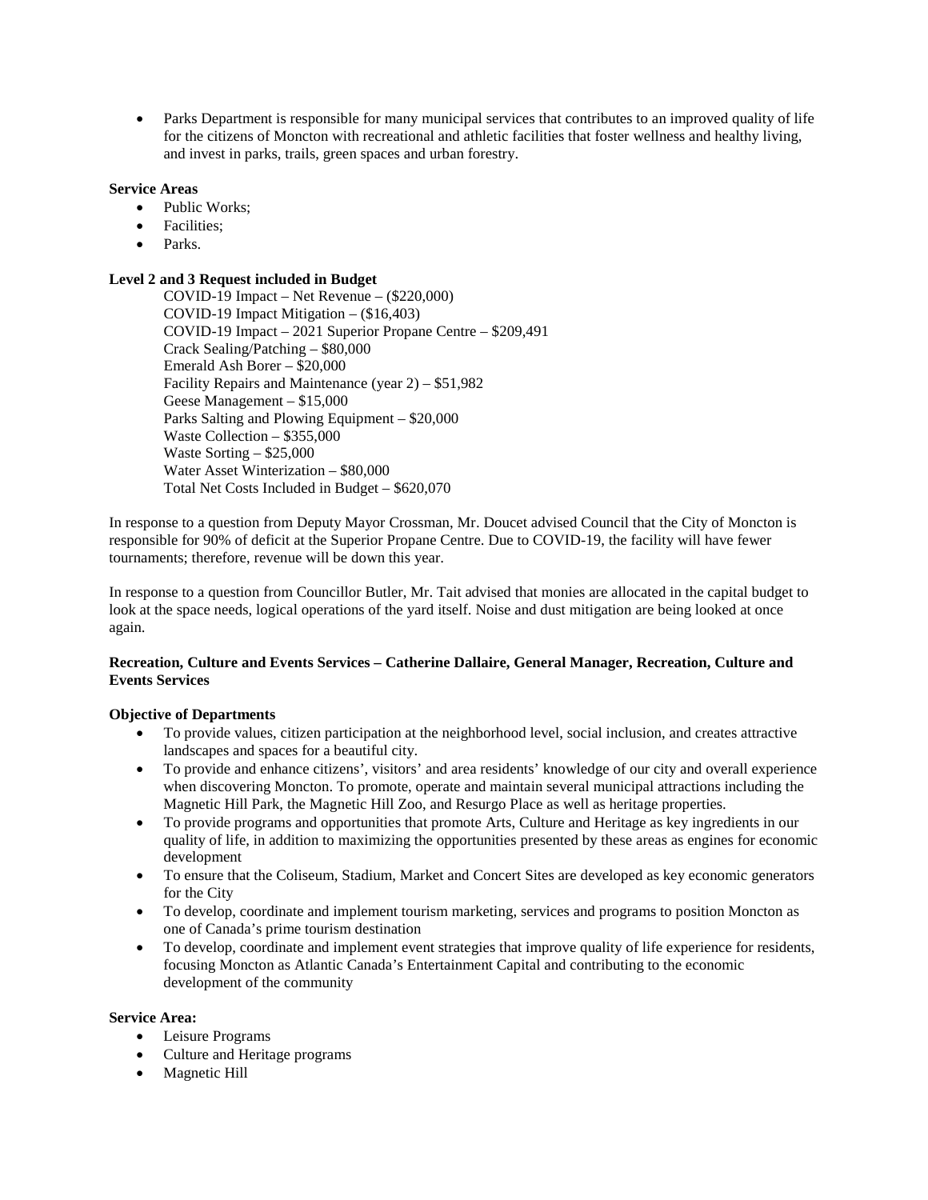- Parks Department is responsible for many municipal services that contributes to an improved quality of life for the citizens of Moncton with recreational and athletic facilities that foster wellness and healthy living, and invest in parks, trails, green spaces and urban forestry.

**Service Areas**

- Public Works;
- Facilities;
- Parks.

**Level 2 and 3 Request included in Budget**

COVID-19 Impact – Net Revenue – ($220,000)
COVID-19 Impact Mitigation – ($16,403)
COVID-19 Impact – 2021 Superior Propane Centre – $209,491
Crack Sealing/Patching – $80,000
Emerald Ash Borer – $20,000
Facility Repairs and Maintenance (year 2) – $51,982
Geese Management – $15,000
Parks Salting and Plowing Equipment – $20,000
Waste Collection – $355,000
Waste Sorting – $25,000
Water Asset Winterization – $80,000
Total Net Costs Included in Budget – $620,070

In response to a question from Deputy Mayor Crossman, Mr. Doucet advised Council that the City of Moncton is responsible for 90% of deficit at the Superior Propane Centre. Due to COVID-19, the facility will have fewer tournaments; therefore, revenue will be down this year.

In response to a question from Councillor Butler, Mr. Tait advised that monies are allocated in the capital budget to look at the space needs, logical operations of the yard itself. Noise and dust mitigation are being looked at once again.

**Recreation, Culture and Events Services – Catherine Dallaire, General Manager, Recreation, Culture and Events Services**

**Objective of Departments**

- To provide values, citizen participation at the neighborhood level, social inclusion, and creates attractive landscapes and spaces for a beautiful city.
- To provide and enhance citizens', visitors' and area residents' knowledge of our city and overall experience when discovering Moncton. To promote, operate and maintain several municipal attractions including the Magnetic Hill Park, the Magnetic Hill Zoo, and Resurgo Place as well as heritage properties.
- To provide programs and opportunities that promote Arts, Culture and Heritage as key ingredients in our quality of life, in addition to maximizing the opportunities presented by these areas as engines for economic development
- To ensure that the Coliseum, Stadium, Market and Concert Sites are developed as key economic generators for the City
- To develop, coordinate and implement tourism marketing, services and programs to position Moncton as one of Canada's prime tourism destination
- To develop, coordinate and implement event strategies that improve quality of life experience for residents, focusing Moncton as Atlantic Canada's Entertainment Capital and contributing to the economic development of the community

**Service Area:**

- Leisure Programs
- Culture and Heritage programs
- Magnetic Hill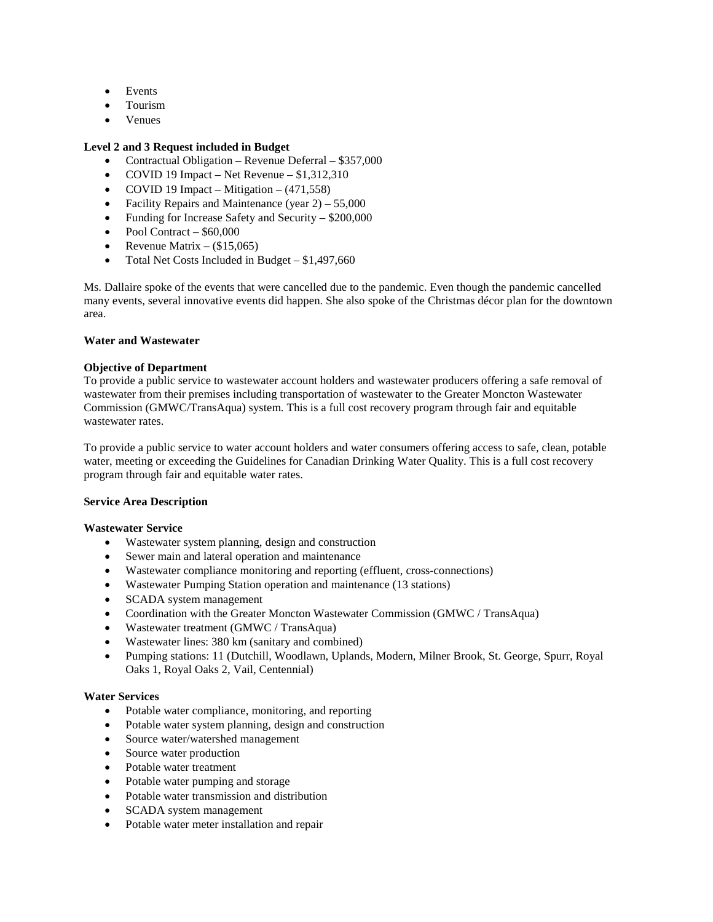- Events
- Tourism
- Venues

**Level 2 and 3 Request included in Budget**

- Contractual Obligation – Revenue Deferral – $357,000
- COVID 19 Impact – Net Revenue – $1,312,310
- COVID 19 Impact – Mitigation – (471,558)
- Facility Repairs and Maintenance (year 2) – 55,000
- Funding for Increase Safety and Security – $200,000
- Pool Contract – $60,000
- Revenue Matrix – ($15,065)
- Total Net Costs Included in Budget – $1,497,660

Ms. Dallaire spoke of the events that were cancelled due to the pandemic. Even though the pandemic cancelled many events, several innovative events did happen. She also spoke of the Christmas décor plan for the downtown area.

**Water and Wastewater**

**Objective of Department**

To provide a public service to wastewater account holders and wastewater producers offering a safe removal of wastewater from their premises including transportation of wastewater to the Greater Moncton Wastewater Commission (GMWC/TransAqua) system. This is a full cost recovery program through fair and equitable wastewater rates.

To provide a public service to water account holders and water consumers offering access to safe, clean, potable water, meeting or exceeding the Guidelines for Canadian Drinking Water Quality. This is a full cost recovery program through fair and equitable water rates.

**Service Area Description**

**Wastewater Service**

- Wastewater system planning, design and construction
- Sewer main and lateral operation and maintenance
- Wastewater compliance monitoring and reporting (effluent, cross-connections)
- Wastewater Pumping Station operation and maintenance (13 stations)
- SCADA system management
- Coordination with the Greater Moncton Wastewater Commission (GMWC / TransAqua)
- Wastewater treatment (GMWC / TransAqua)
- Wastewater lines: 380 km (sanitary and combined)
- Pumping stations: 11 (Dutchill, Woodlawn, Uplands, Modern, Milner Brook, St. George, Spurr, Royal Oaks 1, Royal Oaks 2, Vail, Centennial)

**Water Services**

- Potable water compliance, monitoring, and reporting
- Potable water system planning, design and construction
- Source water/watershed management
- Source water production
- Potable water treatment
- Potable water pumping and storage
- Potable water transmission and distribution
- SCADA system management
- Potable water meter installation and repair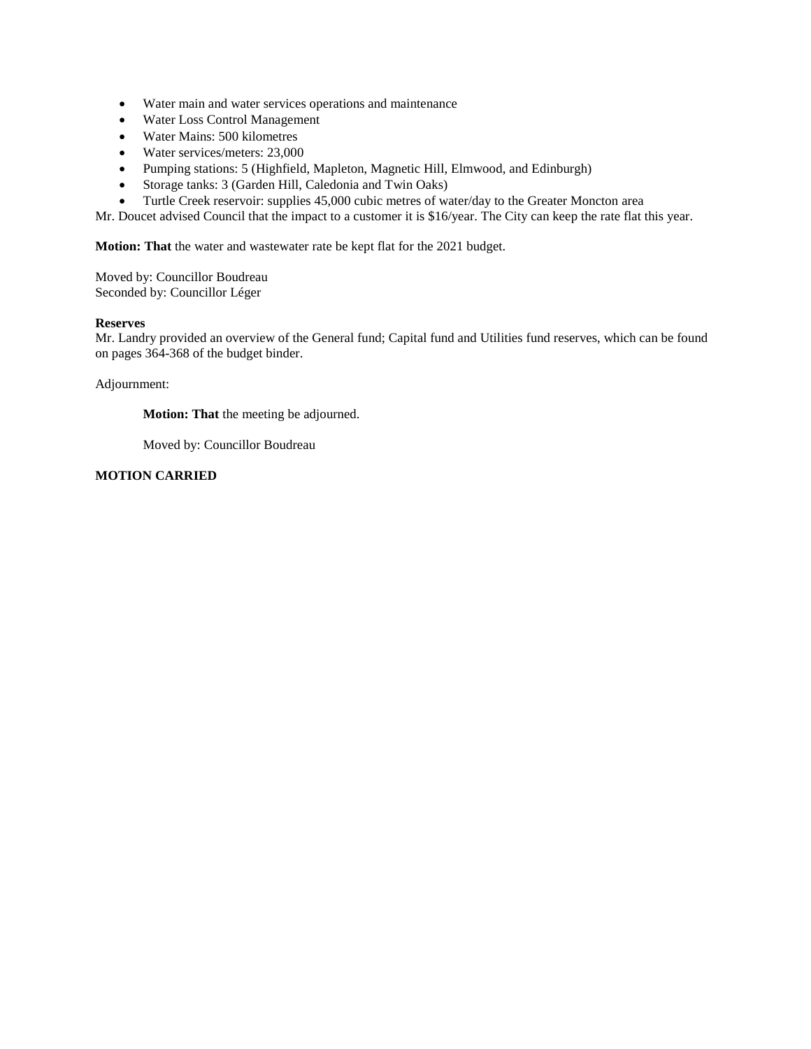- Water main and water services operations and maintenance
- Water Loss Control Management
- Water Mains: 500 kilometres
- Water services/meters: 23,000
- Pumping stations: 5 (Highfield, Mapleton, Magnetic Hill, Elmwood, and Edinburgh)
- Storage tanks: 3 (Garden Hill, Caledonia and Twin Oaks)
- Turtle Creek reservoir: supplies 45,000 cubic metres of water/day to the Greater Moncton area

Mr. Doucet advised Council that the impact to a customer it is $16/year. The City can keep the rate flat this year.

**Motion: That** the water and wastewater rate be kept flat for the 2021 budget.

Moved by: Councillor Boudreau
Seconded by: Councillor Léger

**Reserves**
Mr. Landry provided an overview of the General fund; Capital fund and Utilities fund reserves, which can be found on pages 364-368 of the budget binder.

Adjournment:

> **Motion: That** the meeting be adjourned.
>
> Moved by: Councillor Boudreau

**MOTION CARRIED**